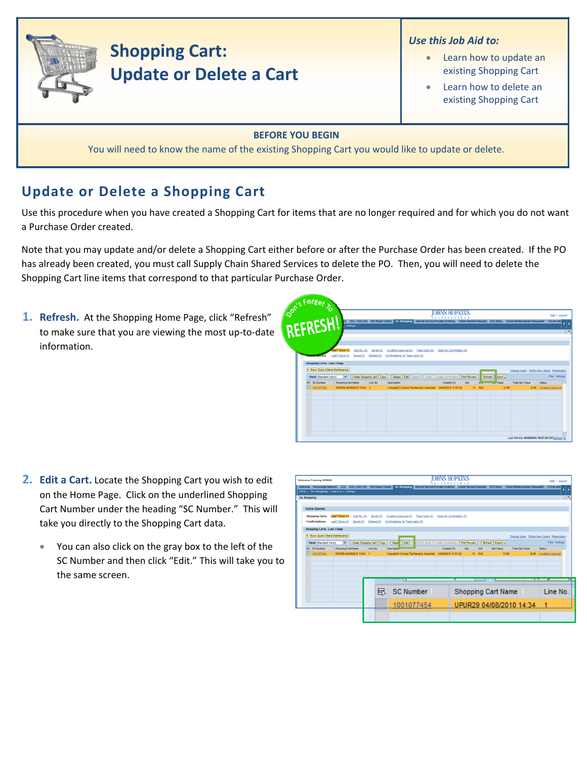# Shopping Cart: Update or Delete a Cart

***Use this Job Aid to:***

- Learn how to update an existing Shopping Cart
- Learn how to delete an existing Shopping Cart

**BEFORE YOU BEGIN**

You will need to know the name of the existing Shopping Cart you would like to update or delete.

## Update or Delete a Shopping Cart

Use this procedure when you have created a Shopping Cart for items that are no longer required and for which you do not want a Purchase Order created.

Note that you may update and/or delete a Shopping Cart either before or after the Purchase Order has been created. If the PO has already been created, you must call Supply Chain Shared Services to delete the PO. Then, you will need to delete the Shopping Cart line items that correspond to that particular Purchase Order.

1. **Refresh.** At the Shopping Home Page, click "Refresh" to make sure that you are viewing the most up-to-date information.

2. **Edit a Cart.** Locate the Shopping Cart you wish to edit on the Home Page. Click on the underlined Shopping Cart Number under the heading "SC Number." This will take you directly to the Shopping Cart data.

   - You can also click on the gray box to the left of the SC Number and then click "Edit." This will take you to the same screen.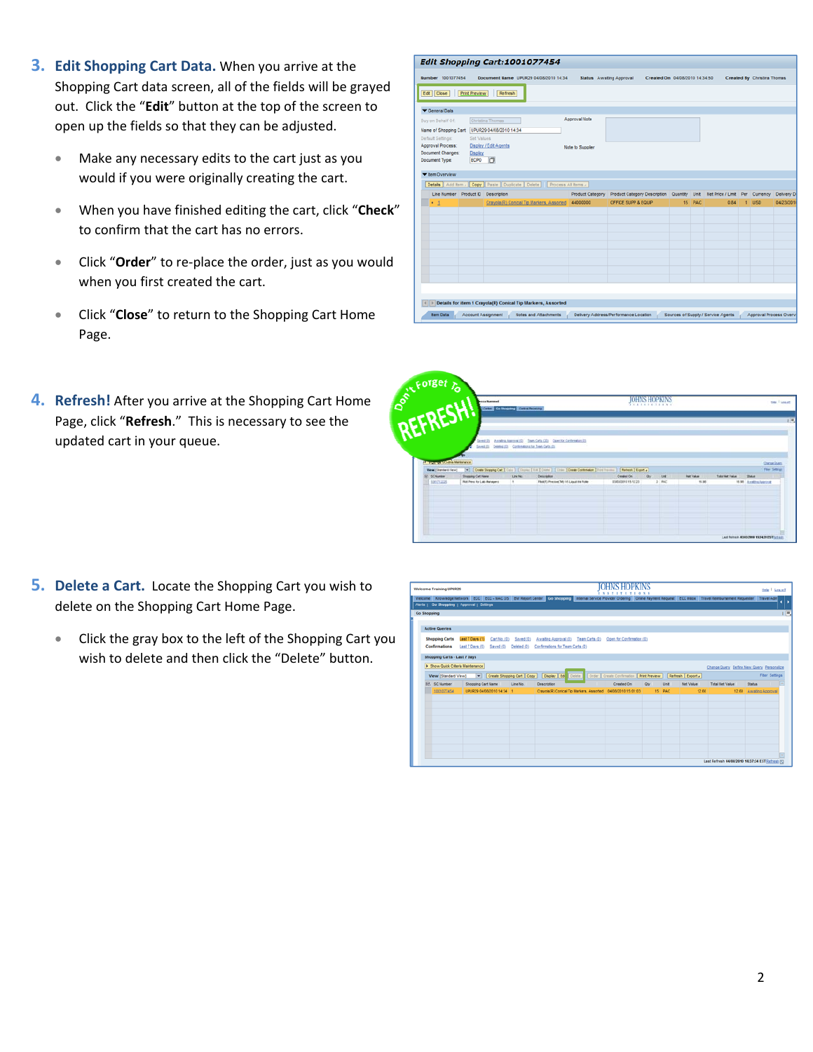3. **Edit Shopping Cart Data.** When you arrive at the Shopping Cart data screen, all of the fields will be grayed out. Click the "**Edit**" button at the top of the screen to open up the fields so that they can be adjusted.

   - Make any necessary edits to the cart just as you would if you were originally creating the cart.
   - When you have finished editing the cart, click "**Check**" to confirm that the cart has no errors.
   - Click "**Order**" to re-place the order, just as you would when you first created the cart.
   - Click "**Close**" to return to the Shopping Cart Home Page.

4. **Refresh!** After you arrive at the Shopping Cart Home Page, click "**Refresh**." This is necessary to see the updated cart in your queue.

5. **Delete a Cart.** Locate the Shopping Cart you wish to delete on the Shopping Cart Home Page.

   - Click the gray box to the left of the Shopping Cart you wish to delete and then click the "Delete" button.